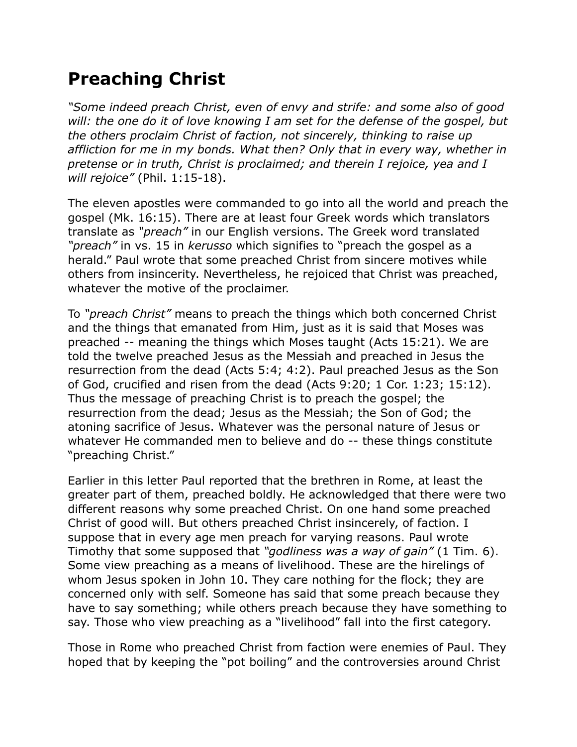# Preaching Christ

*"Some indeed preach Christ, even of envy and strife: and some also of good will: the one do it of love knowing I am set for the defense of the gospel, but the others proclaim Christ of faction, not sincerely, thinking to raise up affliction for me in my bonds. What then? Only that in every way, whether in pretense or in truth, Christ is proclaimed; and therein I rejoice, yea and I will rejoice"* (Phil. 1:15-18).

The eleven apostles were commanded to go into all the world and preach the gospel (Mk. 16:15). There are at least four Greek words which translators translate as *"preach"* in our English versions. The Greek word translated *"preach"* in vs. 15 in *kerusso* which signifies to "preach the gospel as a herald." Paul wrote that some preached Christ from sincere motives while others from insincerity. Nevertheless, he rejoiced that Christ was preached, whatever the motive of the proclaimer.

To *"preach Christ"* means to preach the things which both concerned Christ and the things that emanated from Him, just as it is said that Moses was preached -- meaning the things which Moses taught (Acts 15:21). We are told the twelve preached Jesus as the Messiah and preached in Jesus the resurrection from the dead (Acts 5:4; 4:2). Paul preached Jesus as the Son of God, crucified and risen from the dead (Acts 9:20; 1 Cor. 1:23; 15:12). Thus the message of preaching Christ is to preach the gospel; the resurrection from the dead; Jesus as the Messiah; the Son of God; the atoning sacrifice of Jesus. Whatever was the personal nature of Jesus or whatever He commanded men to believe and do -- these things constitute "preaching Christ."

Earlier in this letter Paul reported that the brethren in Rome, at least the greater part of them, preached boldly. He acknowledged that there were two different reasons why some preached Christ. On one hand some preached Christ of good will. But others preached Christ insincerely, of faction. I suppose that in every age men preach for varying reasons. Paul wrote Timothy that some supposed that *"godliness was a way of gain"* (1 Tim. 6). Some view preaching as a means of livelihood. These are the hirelings of whom Jesus spoken in John 10. They care nothing for the flock; they are concerned only with self. Someone has said that some preach because they have to say something; while others preach because they have something to say. Those who view preaching as a "livelihood" fall into the first category.

Those in Rome who preached Christ from faction were enemies of Paul. They hoped that by keeping the "pot boiling" and the controversies around Christ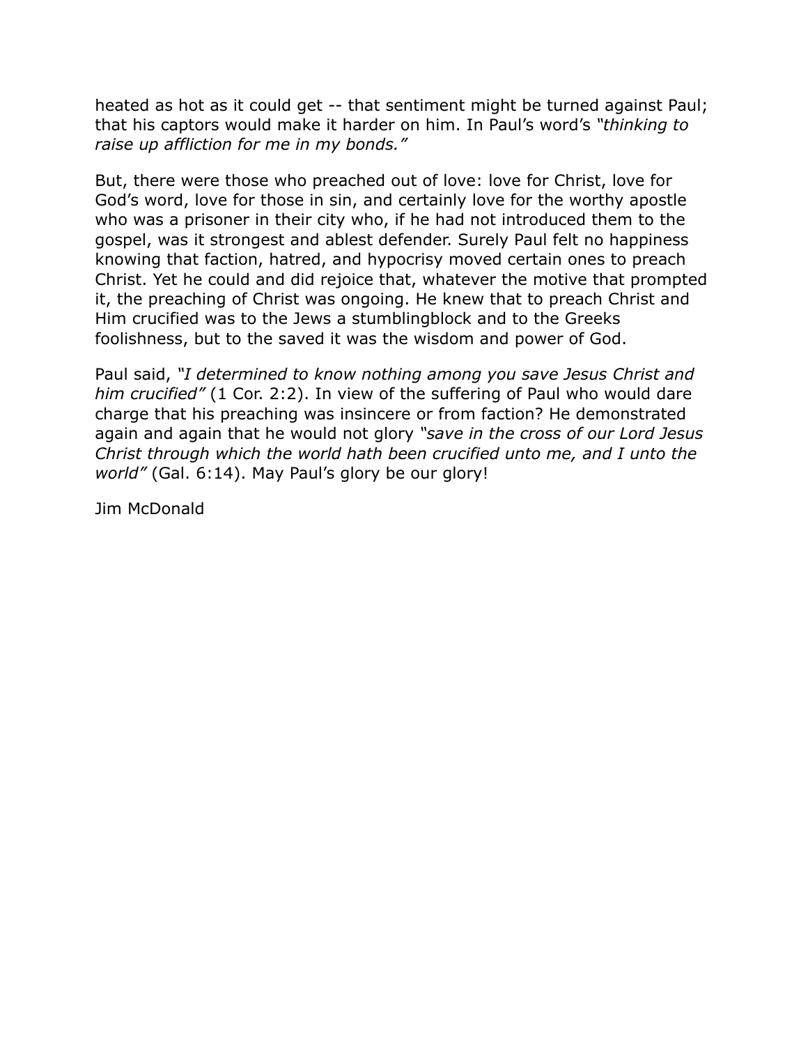heated as hot as it could get -- that sentiment might be turned against Paul; that his captors would make it harder on him. In Paul's word's *"thinking to raise up affliction for me in my bonds."*

But, there were those who preached out of love: love for Christ, love for God's word, love for those in sin, and certainly love for the worthy apostle who was a prisoner in their city who, if he had not introduced them to the gospel, was it strongest and ablest defender. Surely Paul felt no happiness knowing that faction, hatred, and hypocrisy moved certain ones to preach Christ. Yet he could and did rejoice that, whatever the motive that prompted it, the preaching of Christ was ongoing. He knew that to preach Christ and Him crucified was to the Jews a stumblingblock and to the Greeks foolishness, but to the saved it was the wisdom and power of God.

Paul said, *"I determined to know nothing among you save Jesus Christ and him crucified"* (1 Cor. 2:2). In view of the suffering of Paul who would dare charge that his preaching was insincere or from faction? He demonstrated again and again that he would not glory *"save in the cross of our Lord Jesus Christ through which the world hath been crucified unto me, and I unto the world"* (Gal. 6:14). May Paul's glory be our glory!

Jim McDonald